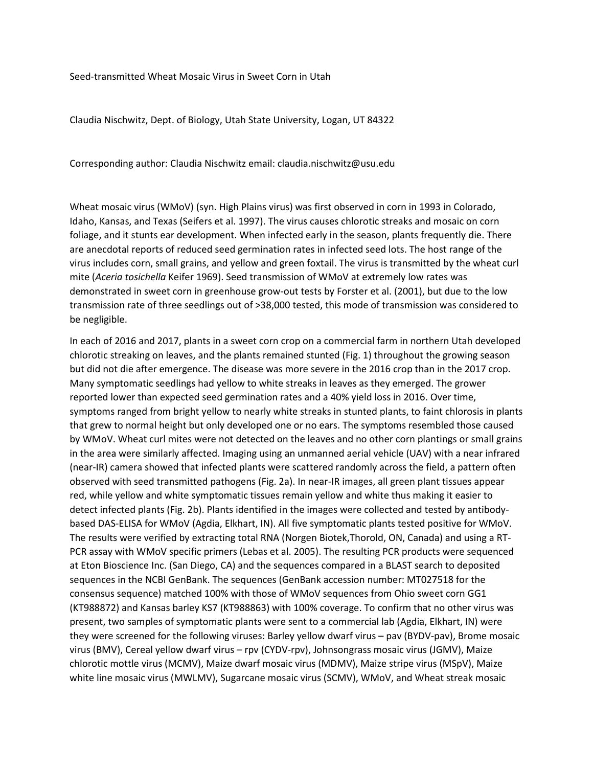# Seed-transmitted Wheat Mosaic Virus in Sweet Corn in Utah

Claudia Nischwitz, Dept. of Biology, Utah State University, Logan, UT 84322

Corresponding author: Claudia Nischwitz email: claudia.nischwitz@usu.edu

Wheat mosaic virus (WMoV) (syn. High Plains virus) was first observed in corn in 1993 in Colorado, Idaho, Kansas, and Texas (Seifers et al. 1997). The virus causes chlorotic streaks and mosaic on corn foliage, and it stunts ear development. When infected early in the season, plants frequently die. There are anecdotal reports of reduced seed germination rates in infected seed lots. The host range of the virus includes corn, small grains, and yellow and green foxtail. The virus is transmitted by the wheat curl mite (*Aceria tosichella* Keifer 1969). Seed transmission of WMoV at extremely low rates was demonstrated in sweet corn in greenhouse grow-out tests by Forster et al. (2001), but due to the low transmission rate of three seedlings out of >38,000 tested, this mode of transmission was considered to be negligible.

In each of 2016 and 2017, plants in a sweet corn crop on a commercial farm in northern Utah developed chlorotic streaking on leaves, and the plants remained stunted (Fig. 1) throughout the growing season but did not die after emergence. The disease was more severe in the 2016 crop than in the 2017 crop. Many symptomatic seedlings had yellow to white streaks in leaves as they emerged. The grower reported lower than expected seed germination rates and a 40% yield loss in 2016. Over time, symptoms ranged from bright yellow to nearly white streaks in stunted plants, to faint chlorosis in plants that grew to normal height but only developed one or no ears. The symptoms resembled those caused by WMoV. Wheat curl mites were not detected on the leaves and no other corn plantings or small grains in the area were similarly affected. Imaging using an unmanned aerial vehicle (UAV) with a near infrared (near-IR) camera showed that infected plants were scattered randomly across the field, a pattern often observed with seed transmitted pathogens (Fig. 2a). In near-IR images, all green plant tissues appear red, while yellow and white symptomatic tissues remain yellow and white thus making it easier to detect infected plants (Fig. 2b). Plants identified in the images were collected and tested by antibody-based DAS-ELISA for WMoV (Agdia, Elkhart, IN). All five symptomatic plants tested positive for WMoV. The results were verified by extracting total RNA (Norgen Biotek,Thorold, ON, Canada) and using a RT-PCR assay with WMoV specific primers (Lebas et al. 2005). The resulting PCR products were sequenced at Eton Bioscience Inc. (San Diego, CA) and the sequences compared in a BLAST search to deposited sequences in the NCBI GenBank. The sequences (GenBank accession number: MT027518 for the consensus sequence) matched 100% with those of WMoV sequences from Ohio sweet corn GG1 (KT988872) and Kansas barley KS7 (KT988863) with 100% coverage. To confirm that no other virus was present, two samples of symptomatic plants were sent to a commercial lab (Agdia, Elkhart, IN) were they were screened for the following viruses: Barley yellow dwarf virus – pav (BYDV-pav), Brome mosaic virus (BMV), Cereal yellow dwarf virus – rpv (CYDV-rpv), Johnsongrass mosaic virus (JGMV), Maize chlorotic mottle virus (MCMV), Maize dwarf mosaic virus (MDMV), Maize stripe virus (MSpV), Maize white line mosaic virus (MWLMV), Sugarcane mosaic virus (SCMV), WMoV, and Wheat streak mosaic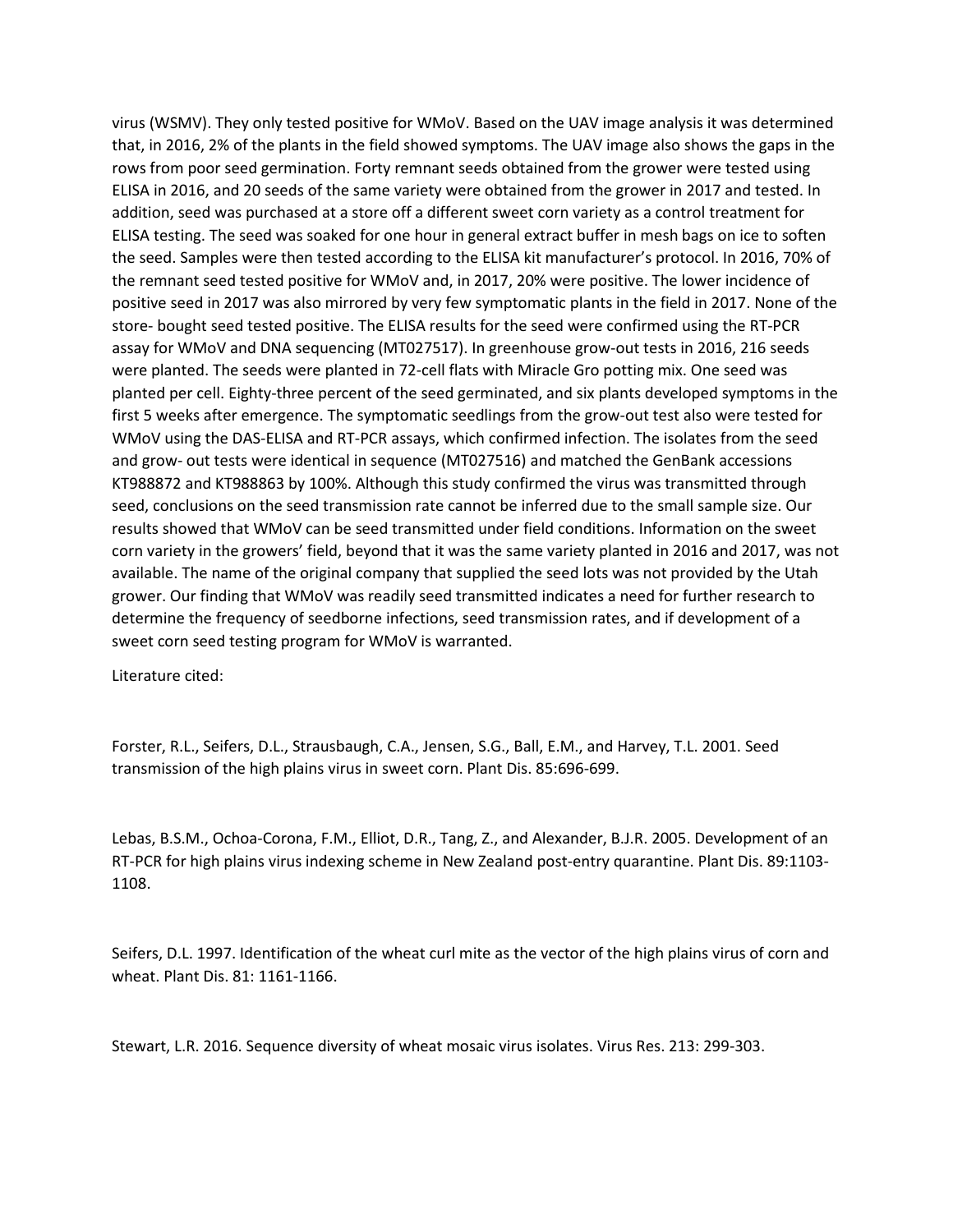virus (WSMV). They only tested positive for WMoV. Based on the UAV image analysis it was determined that, in 2016, 2% of the plants in the field showed symptoms. The UAV image also shows the gaps in the rows from poor seed germination. Forty remnant seeds obtained from the grower were tested using ELISA in 2016, and 20 seeds of the same variety were obtained from the grower in 2017 and tested. In addition, seed was purchased at a store off a different sweet corn variety as a control treatment for ELISA testing. The seed was soaked for one hour in general extract buffer in mesh bags on ice to soften the seed. Samples were then tested according to the ELISA kit manufacturer's protocol. In 2016, 70% of the remnant seed tested positive for WMoV and, in 2017, 20% were positive. The lower incidence of positive seed in 2017 was also mirrored by very few symptomatic plants in the field in 2017. None of the store- bought seed tested positive. The ELISA results for the seed were confirmed using the RT-PCR assay for WMoV and DNA sequencing (MT027517). In greenhouse grow-out tests in 2016, 216 seeds were planted. The seeds were planted in 72-cell flats with Miracle Gro potting mix. One seed was planted per cell. Eighty-three percent of the seed germinated, and six plants developed symptoms in the first 5 weeks after emergence. The symptomatic seedlings from the grow-out test also were tested for WMoV using the DAS-ELISA and RT-PCR assays, which confirmed infection. The isolates from the seed and grow- out tests were identical in sequence (MT027516) and matched the GenBank accessions KT988872 and KT988863 by 100%. Although this study confirmed the virus was transmitted through seed, conclusions on the seed transmission rate cannot be inferred due to the small sample size. Our results showed that WMoV can be seed transmitted under field conditions. Information on the sweet corn variety in the growers' field, beyond that it was the same variety planted in 2016 and 2017, was not available. The name of the original company that supplied the seed lots was not provided by the Utah grower. Our finding that WMoV was readily seed transmitted indicates a need for further research to determine the frequency of seedborne infections, seed transmission rates, and if development of a sweet corn seed testing program for WMoV is warranted.

Literature cited:

Forster, R.L., Seifers, D.L., Strausbaugh, C.A., Jensen, S.G., Ball, E.M., and Harvey, T.L. 2001. Seed transmission of the high plains virus in sweet corn. Plant Dis. 85:696-699.

Lebas, B.S.M., Ochoa-Corona, F.M., Elliot, D.R., Tang, Z., and Alexander, B.J.R. 2005. Development of an RT-PCR for high plains virus indexing scheme in New Zealand post-entry quarantine. Plant Dis. 89:1103-1108.

Seifers, D.L. 1997. Identification of the wheat curl mite as the vector of the high plains virus of corn and wheat. Plant Dis. 81: 1161-1166.

Stewart, L.R. 2016. Sequence diversity of wheat mosaic virus isolates. Virus Res. 213: 299-303.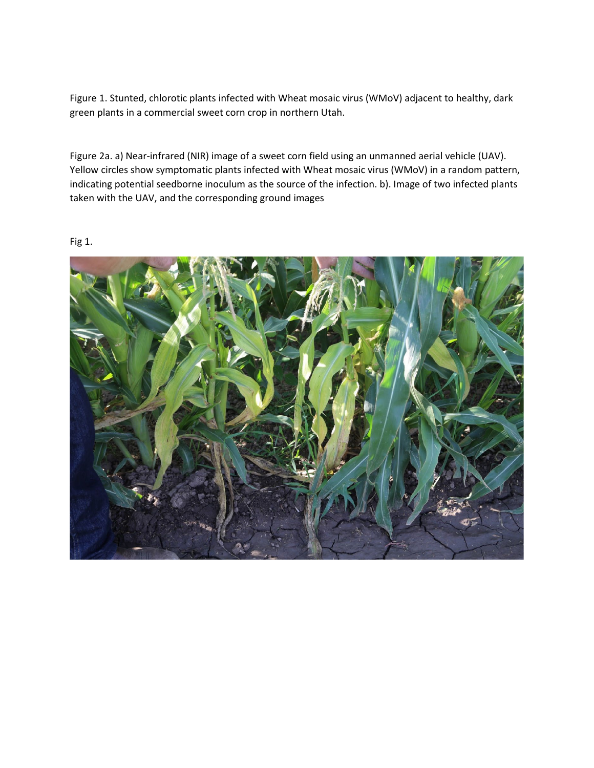Figure 1. Stunted, chlorotic plants infected with Wheat mosaic virus (WMoV) adjacent to healthy, dark green plants in a commercial sweet corn crop in northern Utah.

Figure 2a. a) Near-infrared (NIR) image of a sweet corn field using an unmanned aerial vehicle (UAV). Yellow circles show symptomatic plants infected with Wheat mosaic virus (WMoV) in a random pattern, indicating potential seedborne inoculum as the source of the infection. b). Image of two infected plants taken with the UAV, and the corresponding ground images

Fig 1.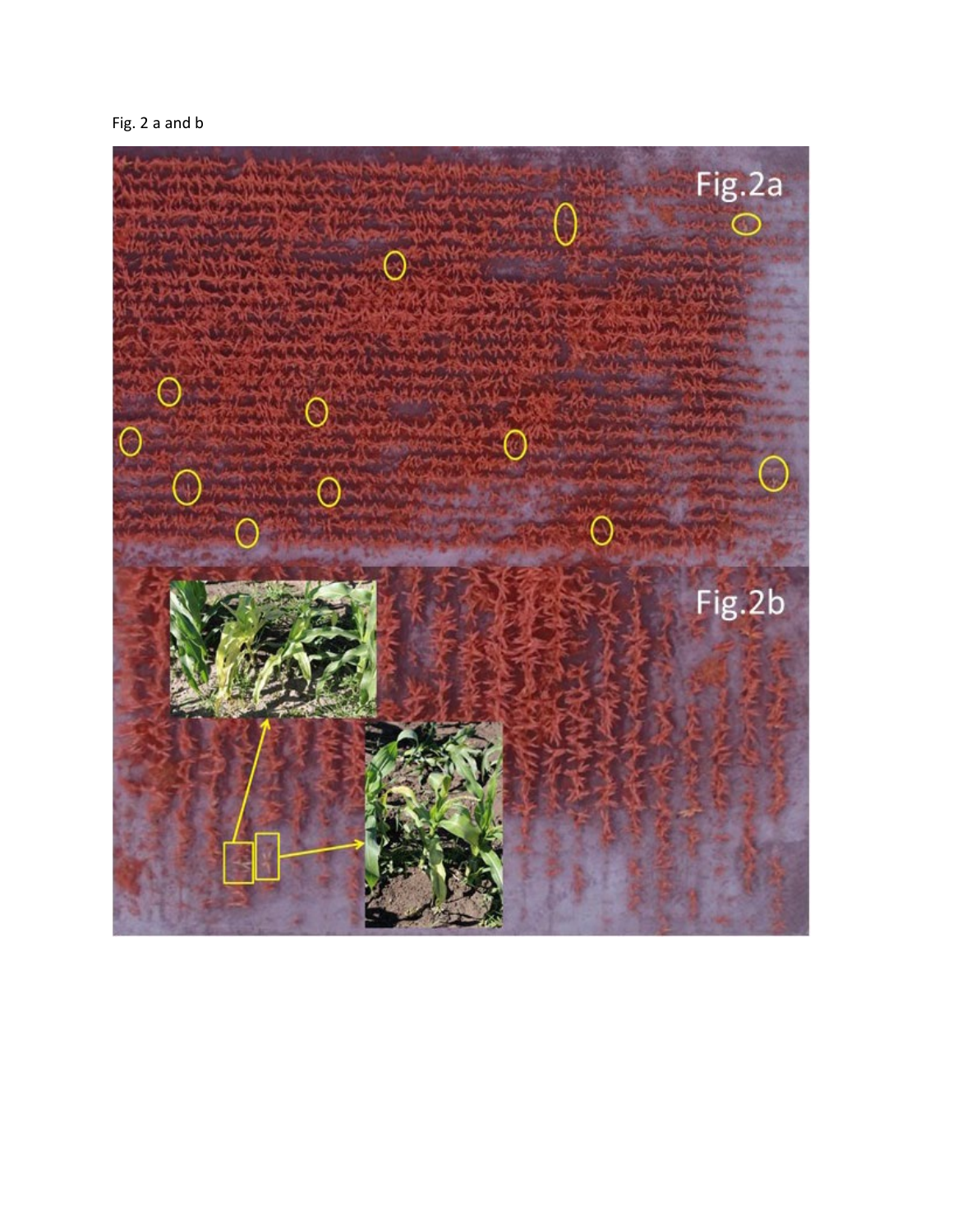Fig. 2 a and b

Fig.2a

Fig.2b